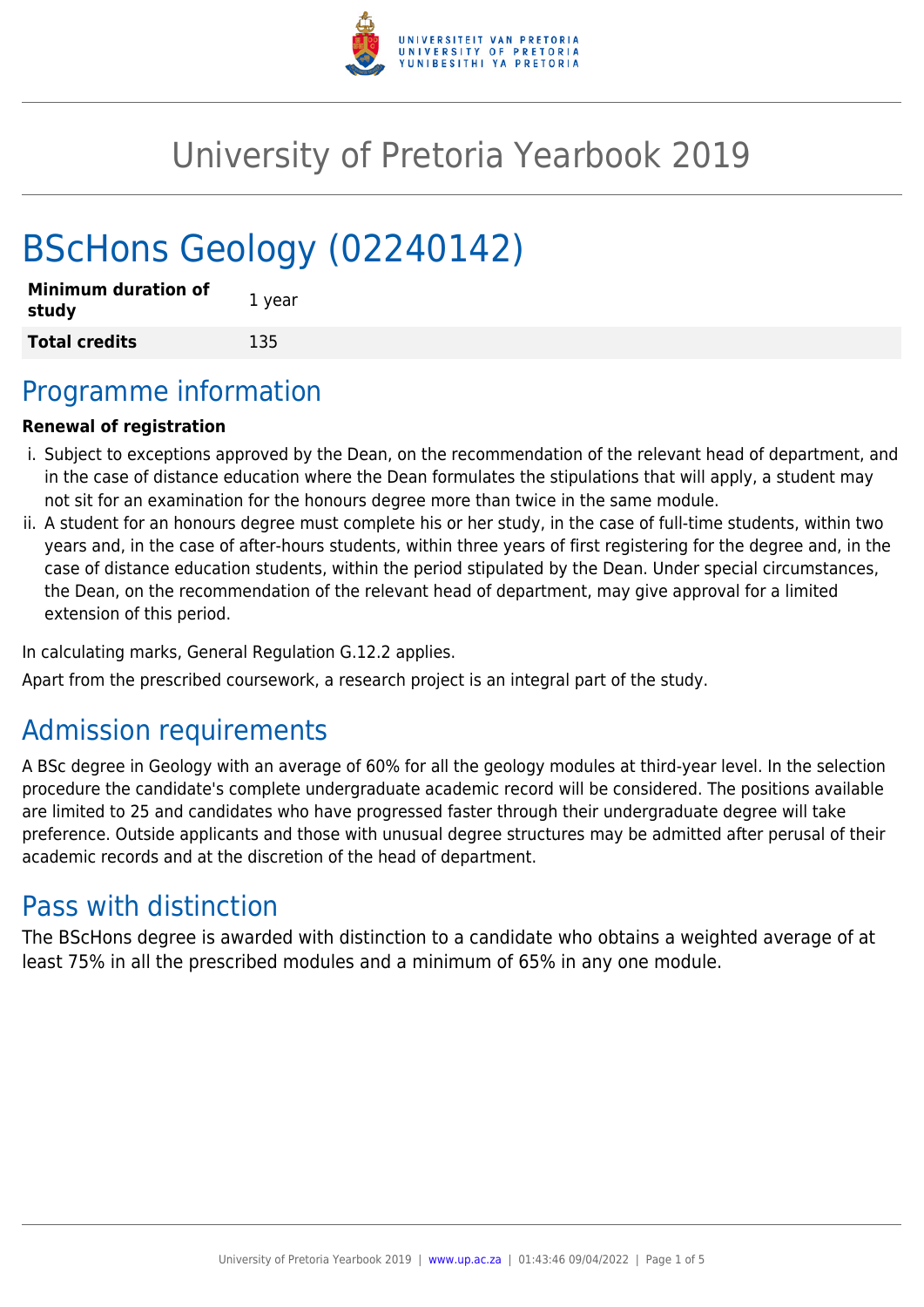# University of Pretoria Yearbook 2019

# BScHons Geology (02240142)

| | |
|---|---|
| **Minimum duration of study** | 1 year |
| **Total credits** | 135 |

## Programme information

**Renewal of registration**

i. Subject to exceptions approved by the Dean, on the recommendation of the relevant head of department, and in the case of distance education where the Dean formulates the stipulations that will apply, a student may not sit for an examination for the honours degree more than twice in the same module.

ii. A student for an honours degree must complete his or her study, in the case of full-time students, within two years and, in the case of after-hours students, within three years of first registering for the degree and, in the case of distance education students, within the period stipulated by the Dean. Under special circumstances, the Dean, on the recommendation of the relevant head of department, may give approval for a limited extension of this period.

In calculating marks, General Regulation G.12.2 applies.

Apart from the prescribed coursework, a research project is an integral part of the study.

## Admission requirements

A BSc degree in Geology with an average of 60% for all the geology modules at third-year level. In the selection procedure the candidate's complete undergraduate academic record will be considered. The positions available are limited to 25 and candidates who have progressed faster through their undergraduate degree will take preference. Outside applicants and those with unusual degree structures may be admitted after perusal of their academic records and at the discretion of the head of department.

## Pass with distinction

The BScHons degree is awarded with distinction to a candidate who obtains a weighted average of at least 75% in all the prescribed modules and a minimum of 65% in any one module.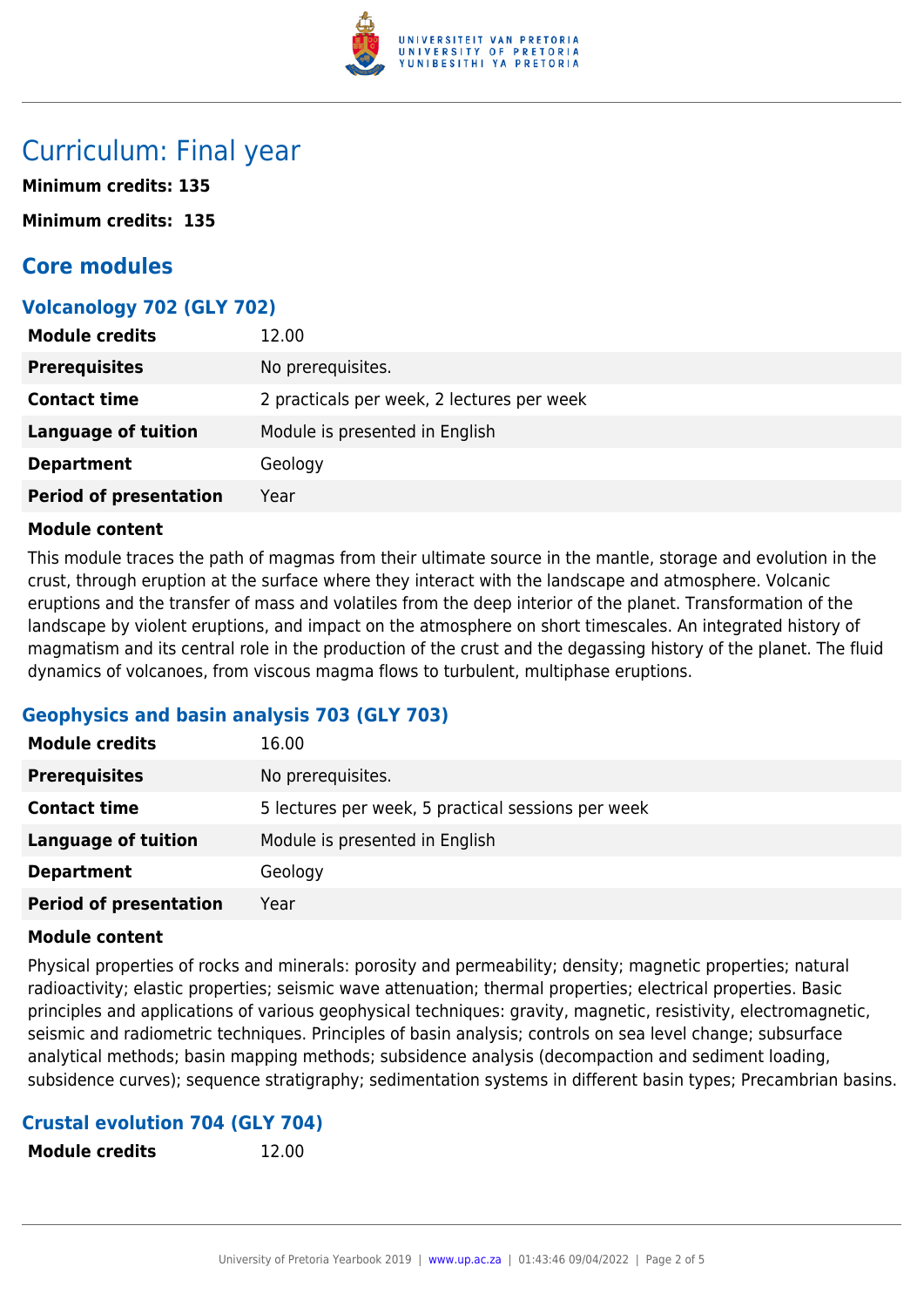# Curriculum: Final year

**Minimum credits: 135**

**Minimum credits: 135**

## Core modules

### Volcanology 702 (GLY 702)

| | |
|---|---|
| **Module credits** | 12.00 |
| **Prerequisites** | No prerequisites. |
| **Contact time** | 2 practicals per week, 2 lectures per week |
| **Language of tuition** | Module is presented in English |
| **Department** | Geology |
| **Period of presentation** | Year |

**Module content**

This module traces the path of magmas from their ultimate source in the mantle, storage and evolution in the crust, through eruption at the surface where they interact with the landscape and atmosphere. Volcanic eruptions and the transfer of mass and volatiles from the deep interior of the planet. Transformation of the landscape by violent eruptions, and impact on the atmosphere on short timescales. An integrated history of magmatism and its central role in the production of the crust and the degassing history of the planet. The fluid dynamics of volcanoes, from viscous magma flows to turbulent, multiphase eruptions.

### Geophysics and basin analysis 703 (GLY 703)

| | |
|---|---|
| **Module credits** | 16.00 |
| **Prerequisites** | No prerequisites. |
| **Contact time** | 5 lectures per week, 5 practical sessions per week |
| **Language of tuition** | Module is presented in English |
| **Department** | Geology |
| **Period of presentation** | Year |

**Module content**

Physical properties of rocks and minerals: porosity and permeability; density; magnetic properties; natural radioactivity; elastic properties; seismic wave attenuation; thermal properties; electrical properties. Basic principles and applications of various geophysical techniques: gravity, magnetic, resistivity, electromagnetic, seismic and radiometric techniques. Principles of basin analysis; controls on sea level change; subsurface analytical methods; basin mapping methods; subsidence analysis (decompaction and sediment loading, subsidence curves); sequence stratigraphy; sedimentation systems in different basin types; Precambrian basins.

### Crustal evolution 704 (GLY 704)

| | |
|---|---|
| **Module credits** | 12.00 |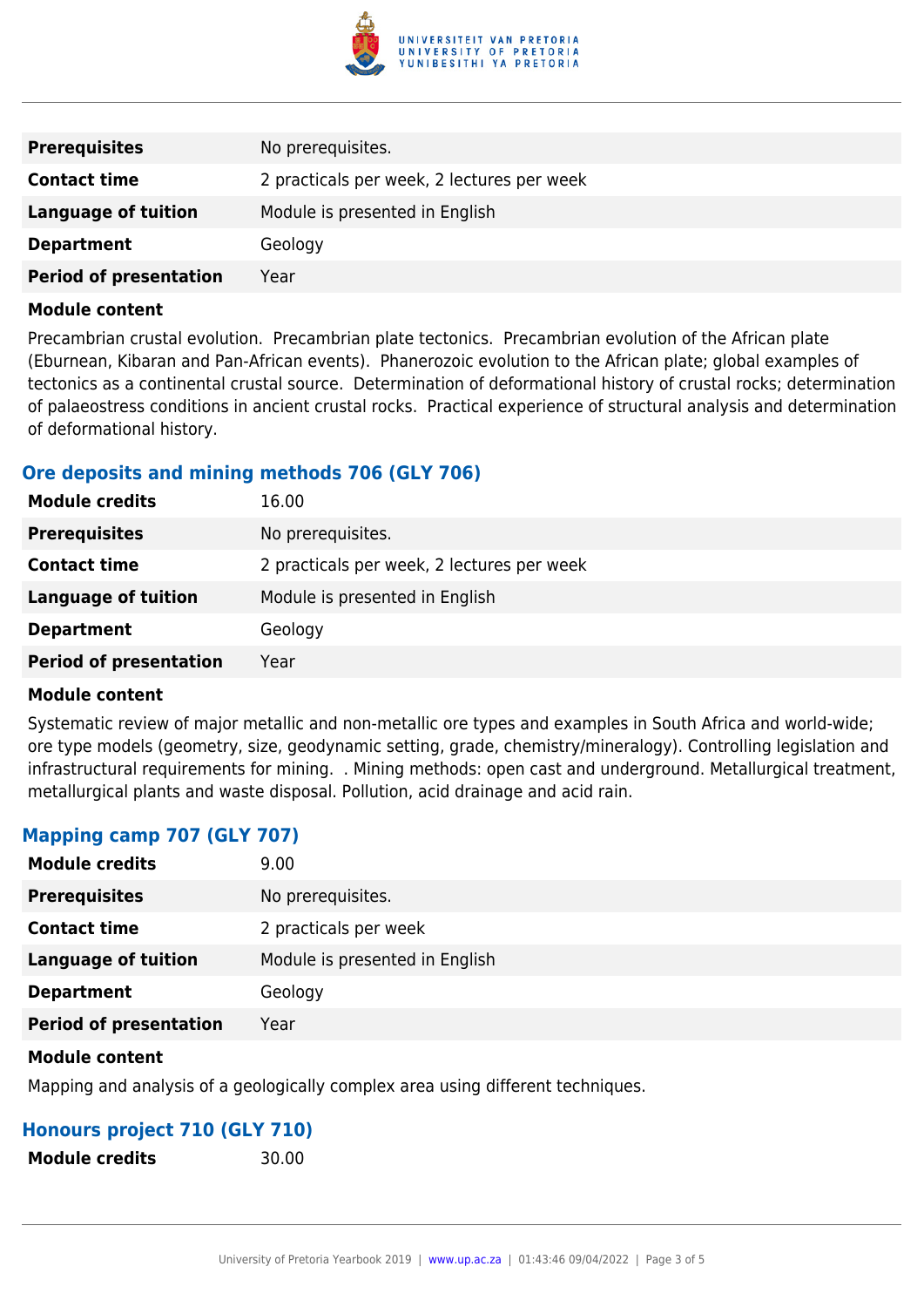| | |
|---|---|
| **Prerequisites** | No prerequisites. |
| **Contact time** | 2 practicals per week, 2 lectures per week |
| **Language of tuition** | Module is presented in English |
| **Department** | Geology |
| **Period of presentation** | Year |

**Module content**

Precambrian crustal evolution. Precambrian plate tectonics. Precambrian evolution of the African plate (Eburnean, Kibaran and Pan-African events). Phanerozoic evolution to the African plate; global examples of tectonics as a continental crustal source. Determination of deformational history of crustal rocks; determination of palaeostress conditions in ancient crustal rocks. Practical experience of structural analysis and determination of deformational history.

### Ore deposits and mining methods 706 (GLY 706)

| | |
|---|---|
| **Module credits** | 16.00 |
| **Prerequisites** | No prerequisites. |
| **Contact time** | 2 practicals per week, 2 lectures per week |
| **Language of tuition** | Module is presented in English |
| **Department** | Geology |
| **Period of presentation** | Year |

**Module content**

Systematic review of major metallic and non-metallic ore types and examples in South Africa and world-wide; ore type models (geometry, size, geodynamic setting, grade, chemistry/mineralogy). Controlling legislation and infrastructural requirements for mining. . Mining methods: open cast and underground. Metallurgical treatment, metallurgical plants and waste disposal. Pollution, acid drainage and acid rain.

### Mapping camp 707 (GLY 707)

| | |
|---|---|
| **Module credits** | 9.00 |
| **Prerequisites** | No prerequisites. |
| **Contact time** | 2 practicals per week |
| **Language of tuition** | Module is presented in English |
| **Department** | Geology |
| **Period of presentation** | Year |

**Module content**

Mapping and analysis of a geologically complex area using different techniques.

### Honours project 710 (GLY 710)

| | |
|---|---|
| **Module credits** | 30.00 |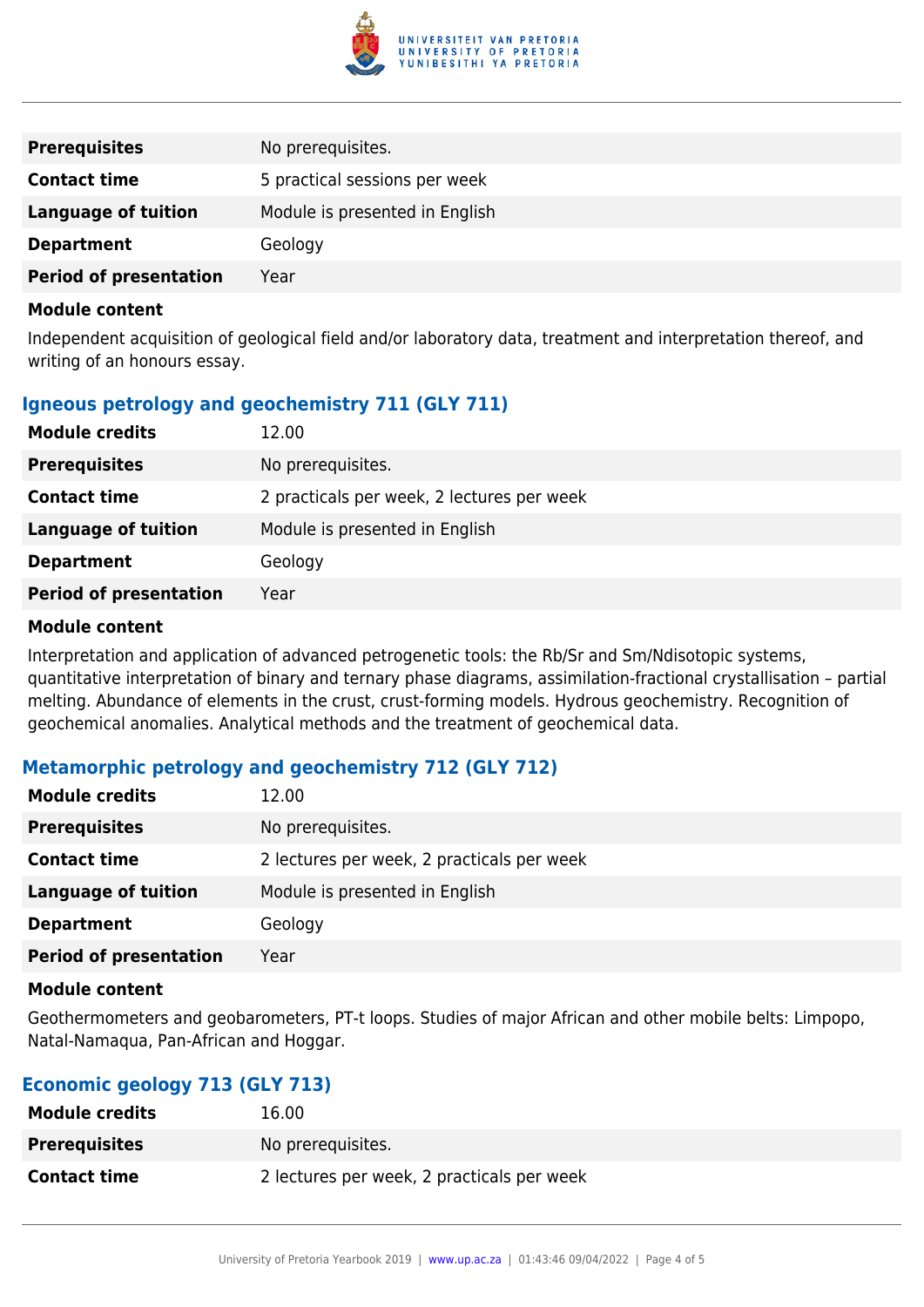| | |
|---|---|
| **Prerequisites** | No prerequisites. |
| **Contact time** | 5 practical sessions per week |
| **Language of tuition** | Module is presented in English |
| **Department** | Geology |
| **Period of presentation** | Year |

**Module content**

Independent acquisition of geological field and/or laboratory data, treatment and interpretation thereof, and writing of an honours essay.

### Igneous petrology and geochemistry 711 (GLY 711)

| | |
|---|---|
| **Module credits** | 12.00 |
| **Prerequisites** | No prerequisites. |
| **Contact time** | 2 practicals per week, 2 lectures per week |
| **Language of tuition** | Module is presented in English |
| **Department** | Geology |
| **Period of presentation** | Year |

**Module content**

Interpretation and application of advanced petrogenetic tools: the Rb/Sr and Sm/Ndisotopic systems, quantitative interpretation of binary and ternary phase diagrams, assimilation-fractional crystallisation – partial melting. Abundance of elements in the crust, crust-forming models. Hydrous geochemistry. Recognition of geochemical anomalies. Analytical methods and the treatment of geochemical data.

### Metamorphic petrology and geochemistry 712 (GLY 712)

| | |
|---|---|
| **Module credits** | 12.00 |
| **Prerequisites** | No prerequisites. |
| **Contact time** | 2 lectures per week, 2 practicals per week |
| **Language of tuition** | Module is presented in English |
| **Department** | Geology |
| **Period of presentation** | Year |

**Module content**

Geothermometers and geobarometers, PT-t loops. Studies of major African and other mobile belts: Limpopo, Natal-Namaqua, Pan-African and Hoggar.

### Economic geology 713 (GLY 713)

| | |
|---|---|
| **Module credits** | 16.00 |
| **Prerequisites** | No prerequisites. |
| **Contact time** | 2 lectures per week, 2 practicals per week |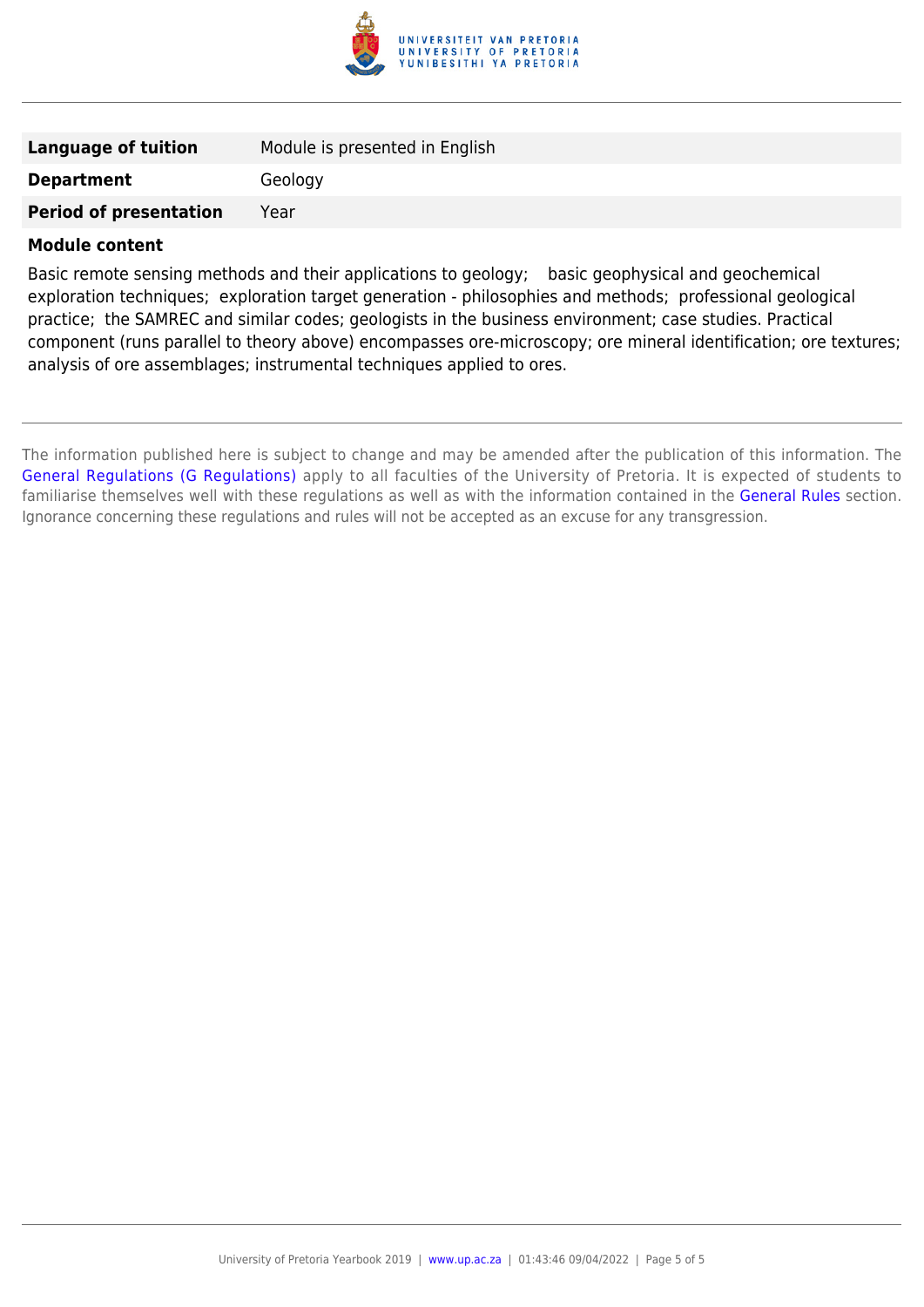| | |
|---|---|
| **Language of tuition** | Module is presented in English |
| **Department** | Geology |
| **Period of presentation** | Year |

**Module content**

Basic remote sensing methods and their applications to geology; basic geophysical and geochemical exploration techniques; exploration target generation - philosophies and methods; professional geological practice; the SAMREC and similar codes; geologists in the business environment; case studies. Practical component (runs parallel to theory above) encompasses ore-microscopy; ore mineral identification; ore textures; analysis of ore assemblages; instrumental techniques applied to ores.

The information published here is subject to change and may be amended after the publication of this information. The General Regulations (G Regulations) apply to all faculties of the University of Pretoria. It is expected of students to familiarise themselves well with these regulations as well as with the information contained in the General Rules section. Ignorance concerning these regulations and rules will not be accepted as an excuse for any transgression.